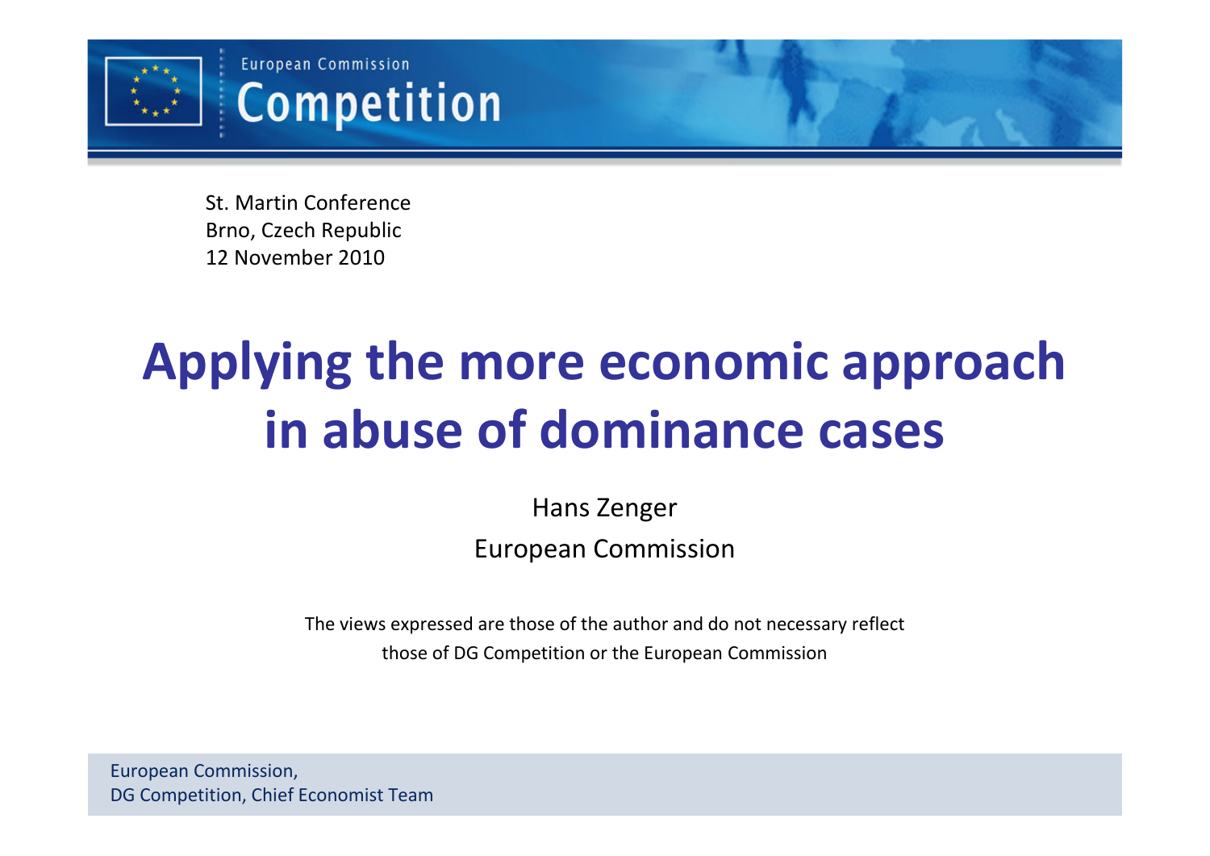European Commission

Competition

St. Martin Conference
Brno, Czech Republic
12 November 2010

# Applying the more economic approach in abuse of dominance cases

Hans Zenger

European Commission

The views expressed are those of the author and do not necessary reflect those of DG Competition or the European Commission

European Commission,
DG Competition, Chief Economist Team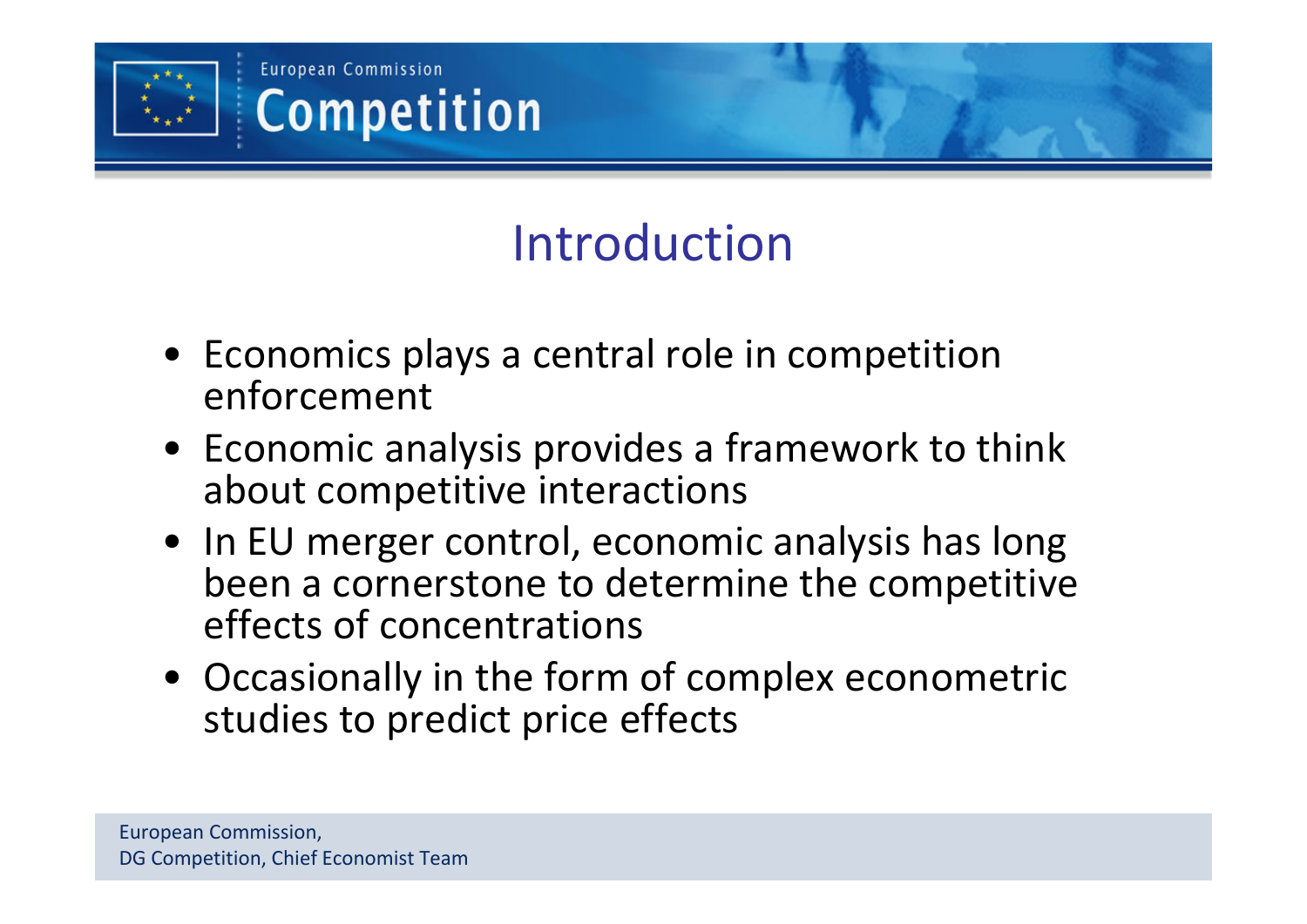# Introduction

- Economics plays a central role in competition enforcement
- Economic analysis provides a framework to think about competitive interactions
- In EU merger control, economic analysis has long been a cornerstone to determine the competitive effects of concentrations
- Occasionally in the form of complex econometric studies to predict price effects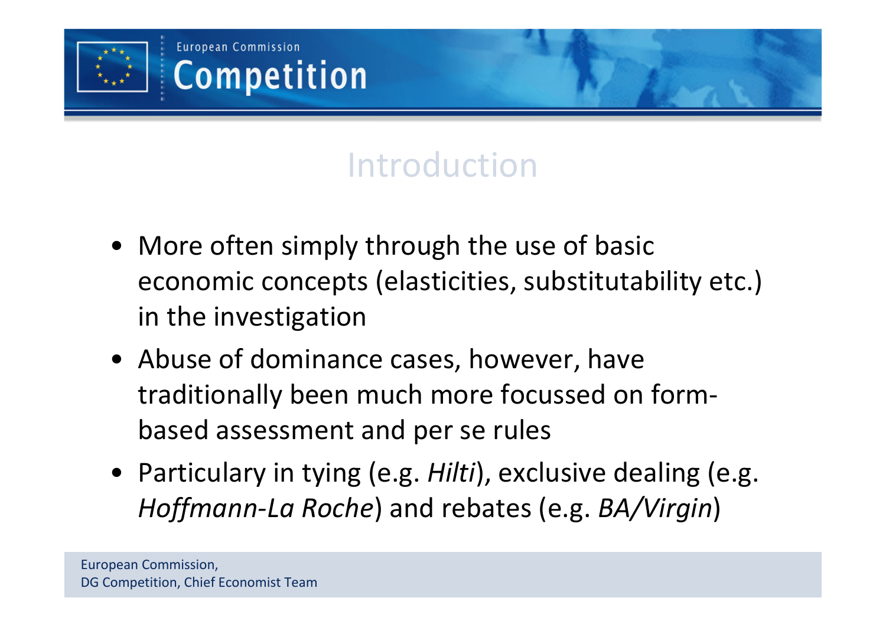## Introduction

- More often simply through the use of basic economic concepts (elasticities, substitutability etc.) in the investigation
- Abuse of dominance cases, however, have traditionally been much more focussed on form-based assessment and per se rules
- Particulary in tying (e.g. *Hilti*), exclusive dealing (e.g. *Hoffmann-La Roche*) and rebates (e.g. *BA/Virgin*)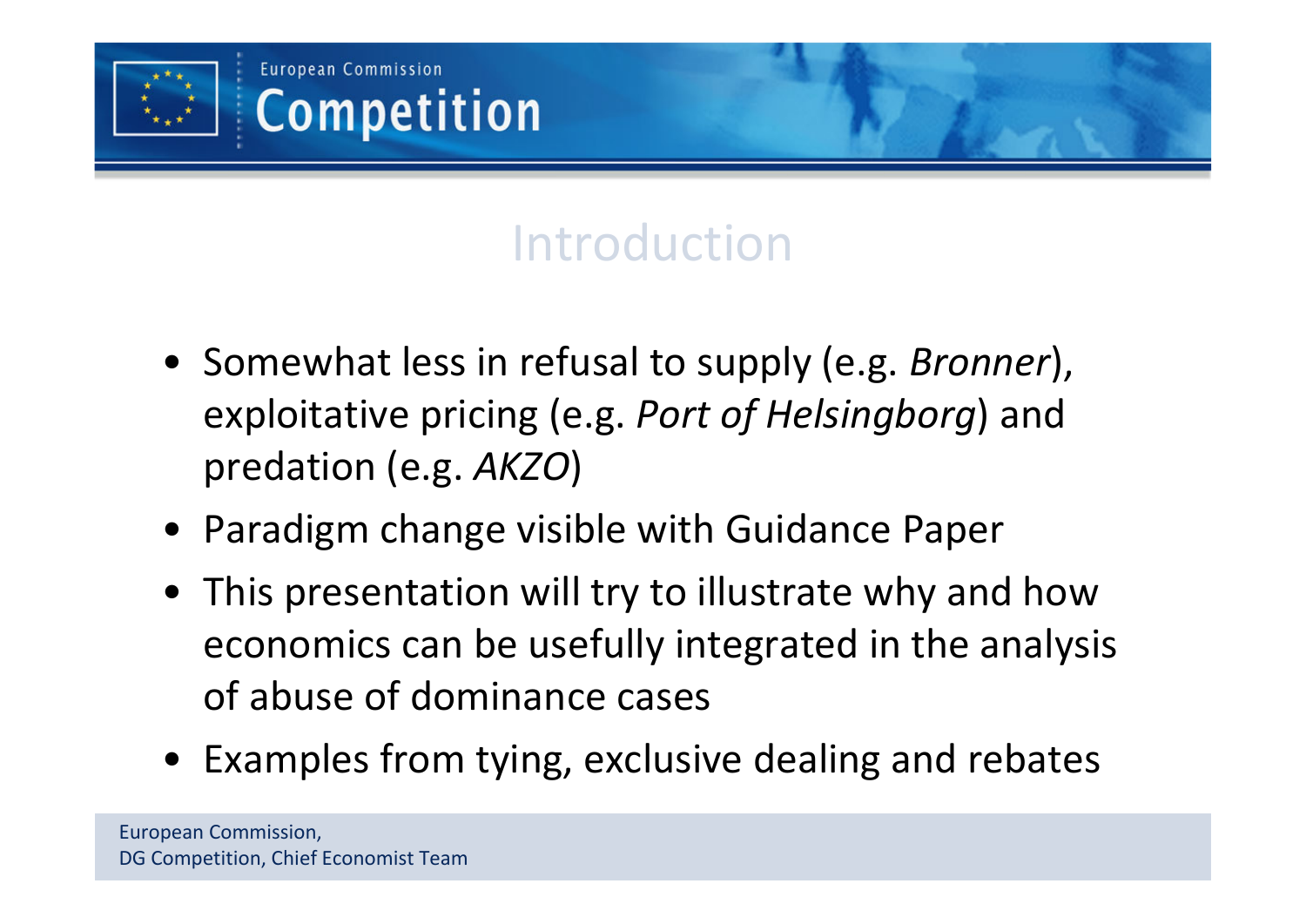# Introduction

- Somewhat less in refusal to supply (e.g. *Bronner*), exploitative pricing (e.g. *Port of Helsingborg*) and predation (e.g. *AKZO*)
- Paradigm change visible with Guidance Paper
- This presentation will try to illustrate why and how economics can be usefully integrated in the analysis of abuse of dominance cases
- Examples from tying, exclusive dealing and rebates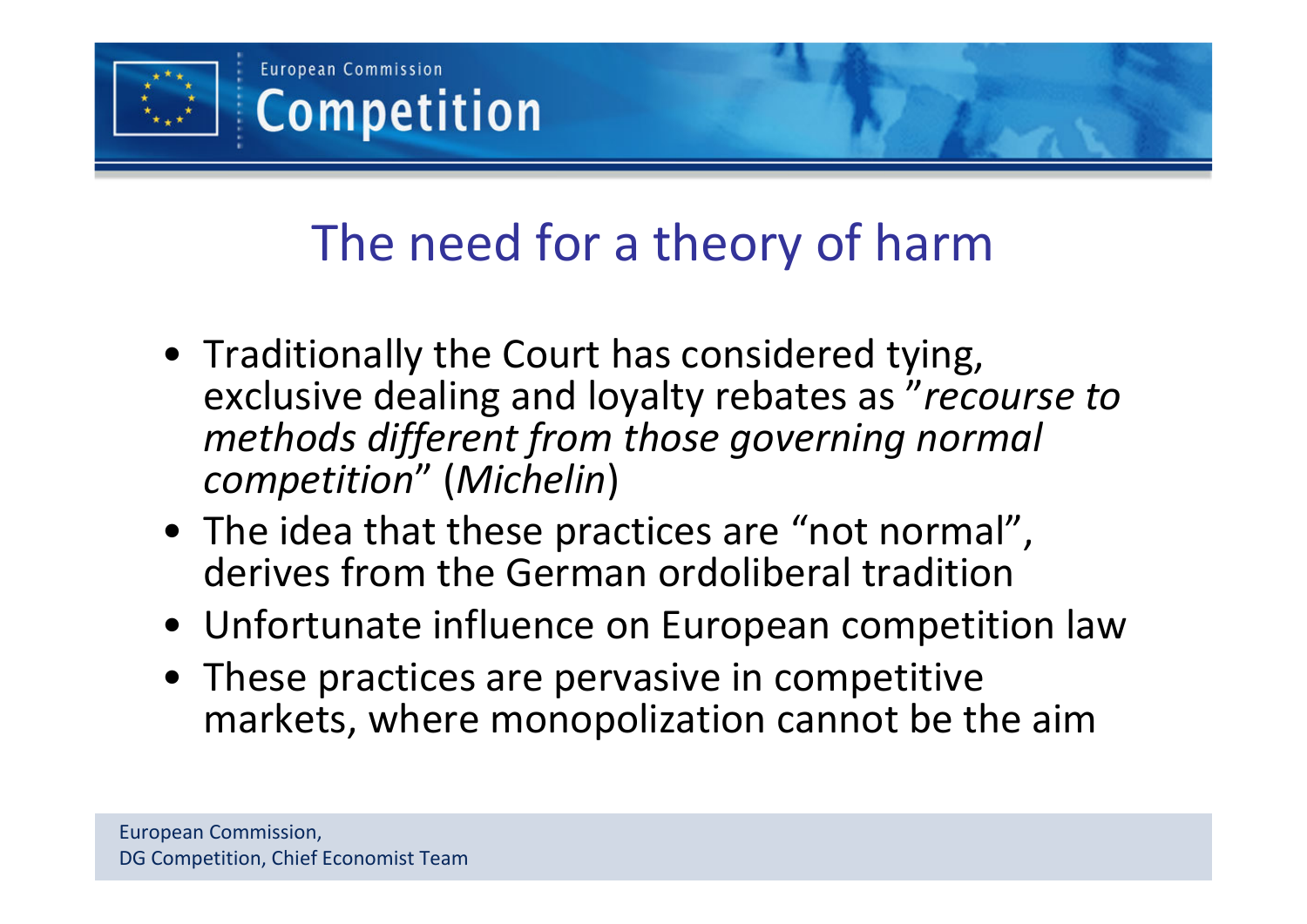# The need for a theory of harm

- Traditionally the Court has considered tying, exclusive dealing and loyalty rebates as ”*recourse to methods different from those governing normal competition*” (*Michelin*)
- The idea that these practices are “not normal”, derives from the German ordoliberal tradition
- Unfortunate influence on European competition law
- These practices are pervasive in competitive markets, where monopolization cannot be the aim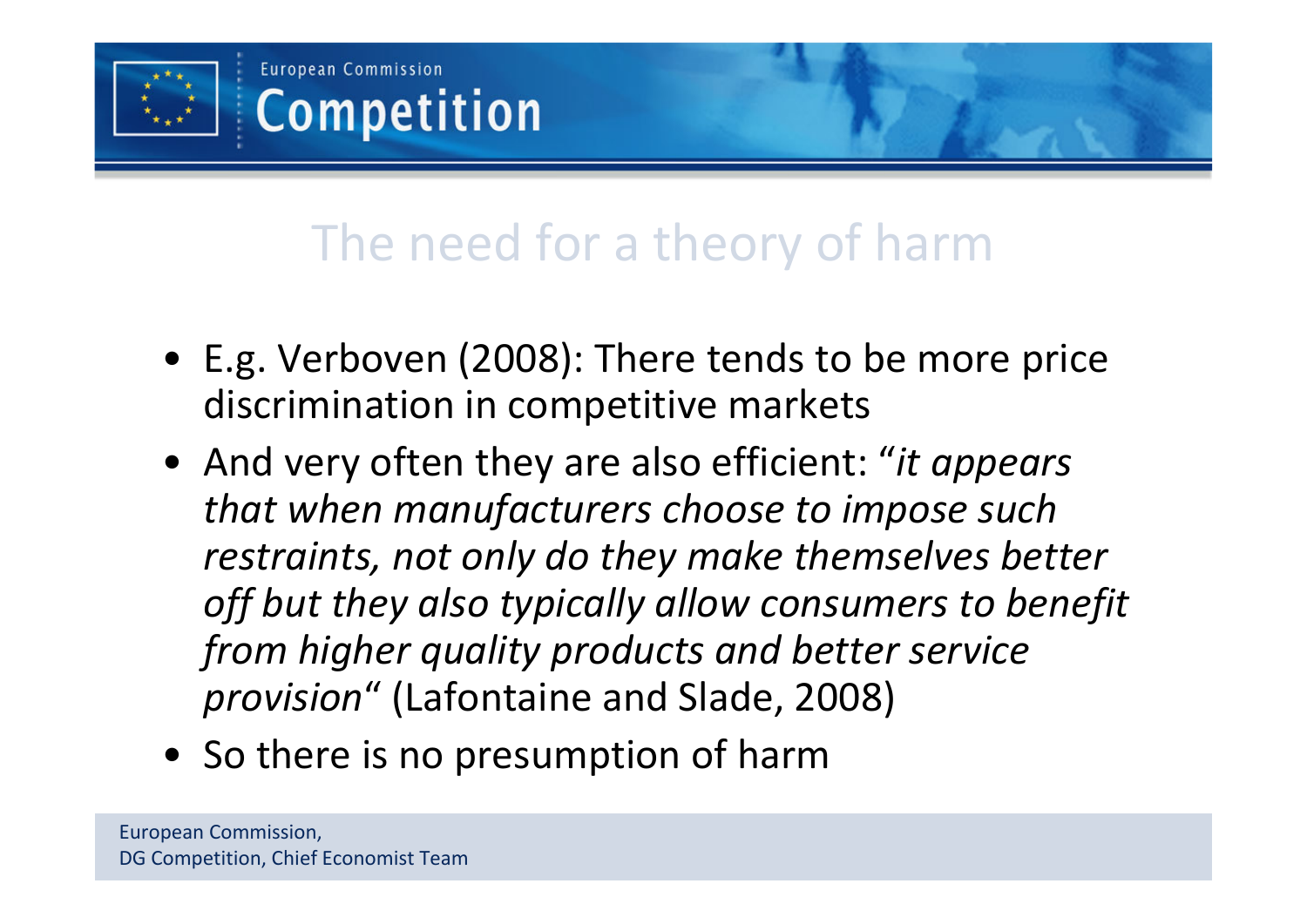# The need for a theory of harm

- E.g. Verboven (2008): There tends to be more price discrimination in competitive markets
- And very often they are also efficient: "*it appears that when manufacturers choose to impose such restraints, not only do they make themselves better off but they also typically allow consumers to benefit from higher quality products and better service provision*" (Lafontaine and Slade, 2008)
- So there is no presumption of harm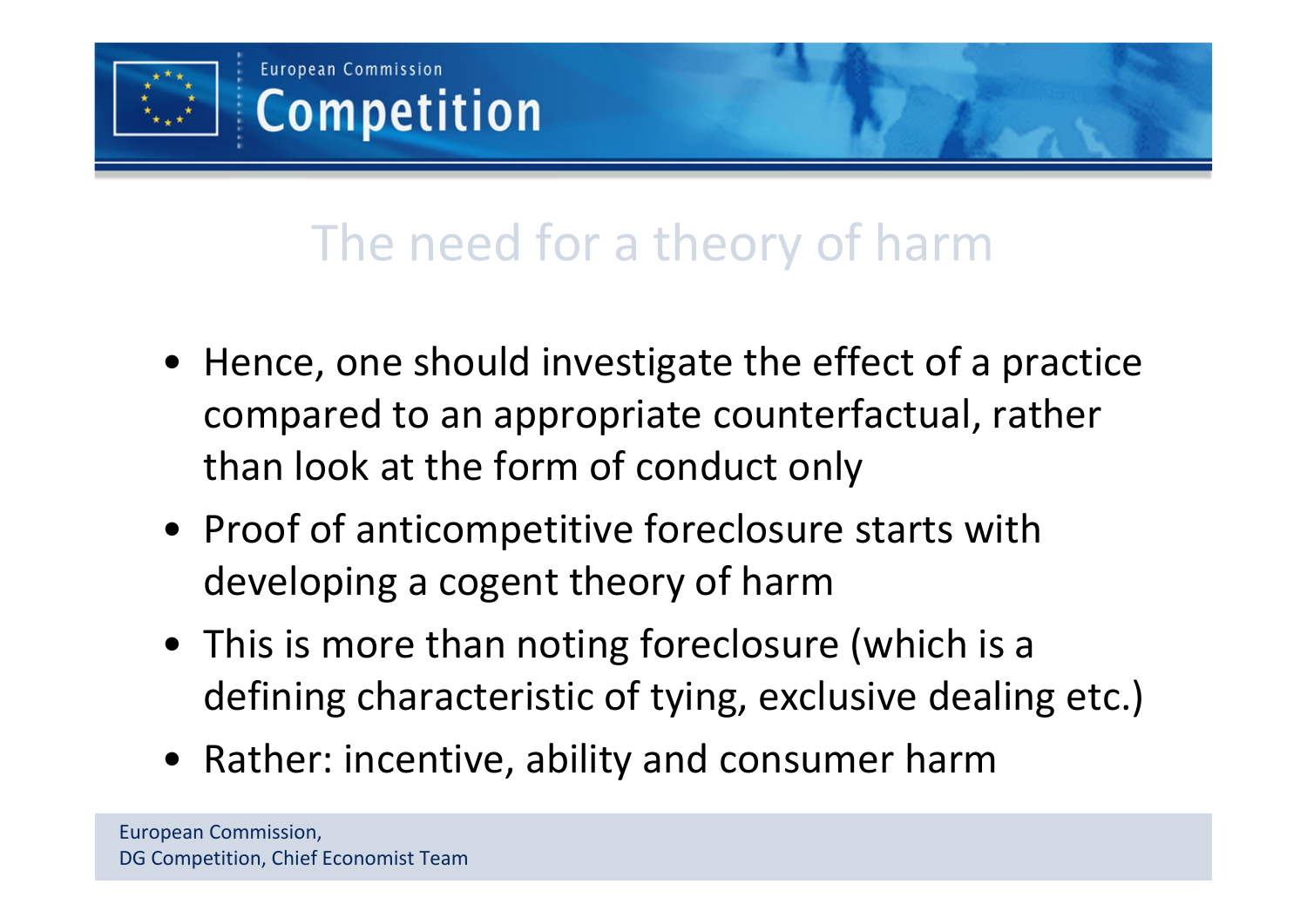## The need for a theory of harm

- Hence, one should investigate the effect of a practice compared to an appropriate counterfactual, rather than look at the form of conduct only
- Proof of anticompetitive foreclosure starts with developing a cogent theory of harm
- This is more than noting foreclosure (which is a defining characteristic of tying, exclusive dealing etc.)
- Rather: incentive, ability and consumer harm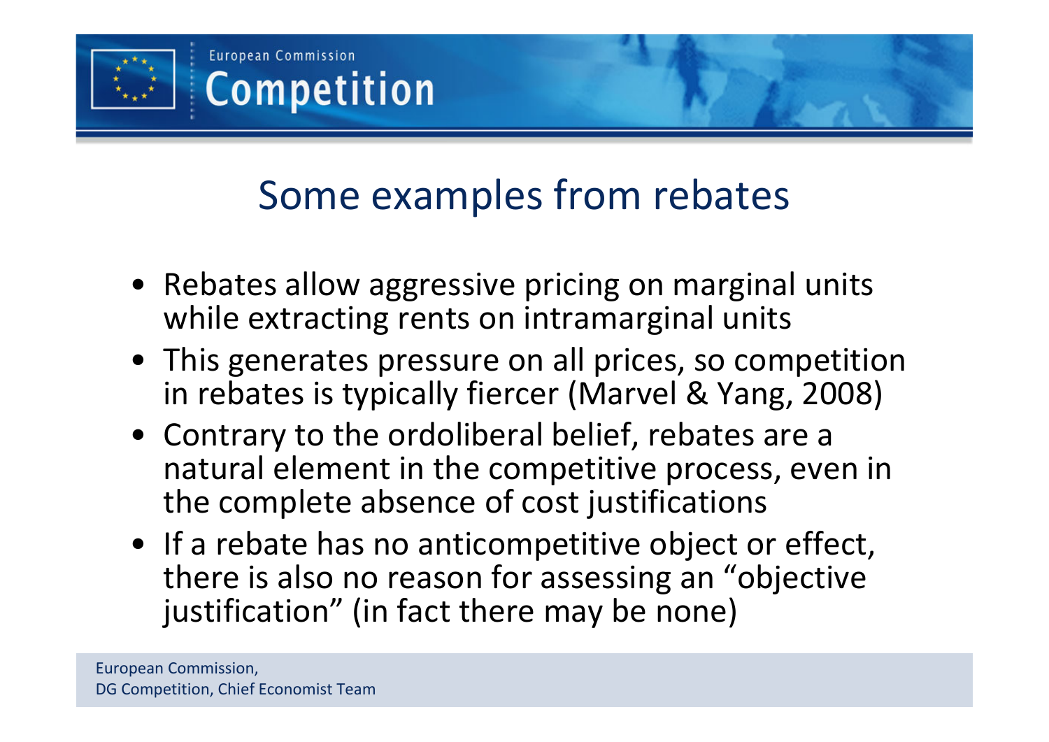# Some examples from rebates

- Rebates allow aggressive pricing on marginal units while extracting rents on intramarginal units
- This generates pressure on all prices, so competition in rebates is typically fiercer (Marvel & Yang, 2008)
- Contrary to the ordoliberal belief, rebates are a natural element in the competitive process, even in the complete absence of cost justifications
- If a rebate has no anticompetitive object or effect, there is also no reason for assessing an “objective justification” (in fact there may be none)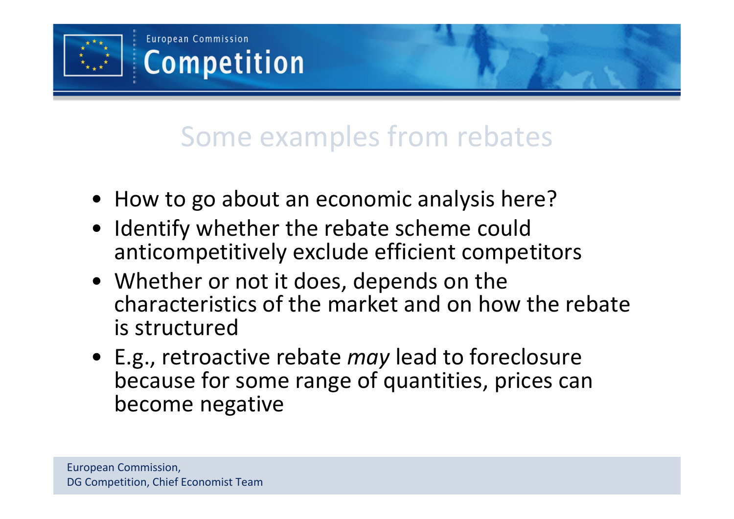## Some examples from rebates

- How to go about an economic analysis here?
- Identify whether the rebate scheme could anticompetitively exclude efficient competitors
- Whether or not it does, depends on the characteristics of the market and on how the rebate is structured
- E.g., retroactive rebate *may* lead to foreclosure because for some range of quantities, prices can become negative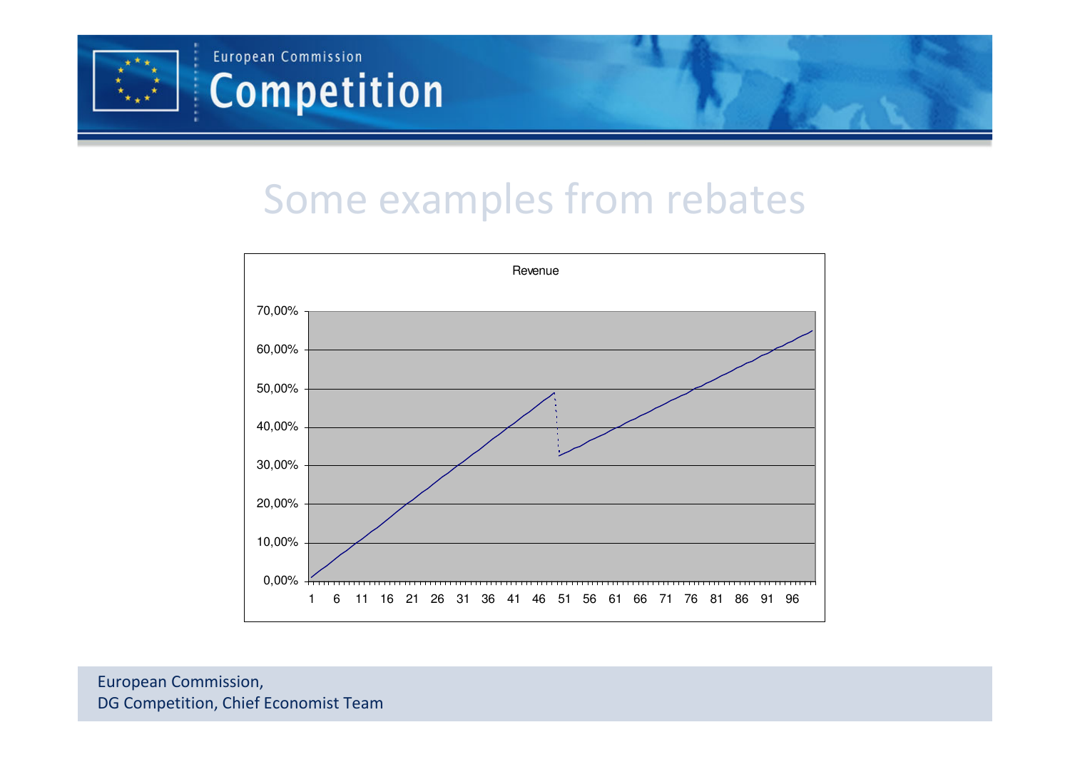# Some examples from rebates

Revenue

70,00%
60,00%
50,00%
40,00%
30,00%
20,00%
10,00%
0,00%

1 6 11 16 21 26 31 36 41 46 51 56 61 66 71 76 81 86 91 96

European Commission,
DG Competition, Chief Economist Team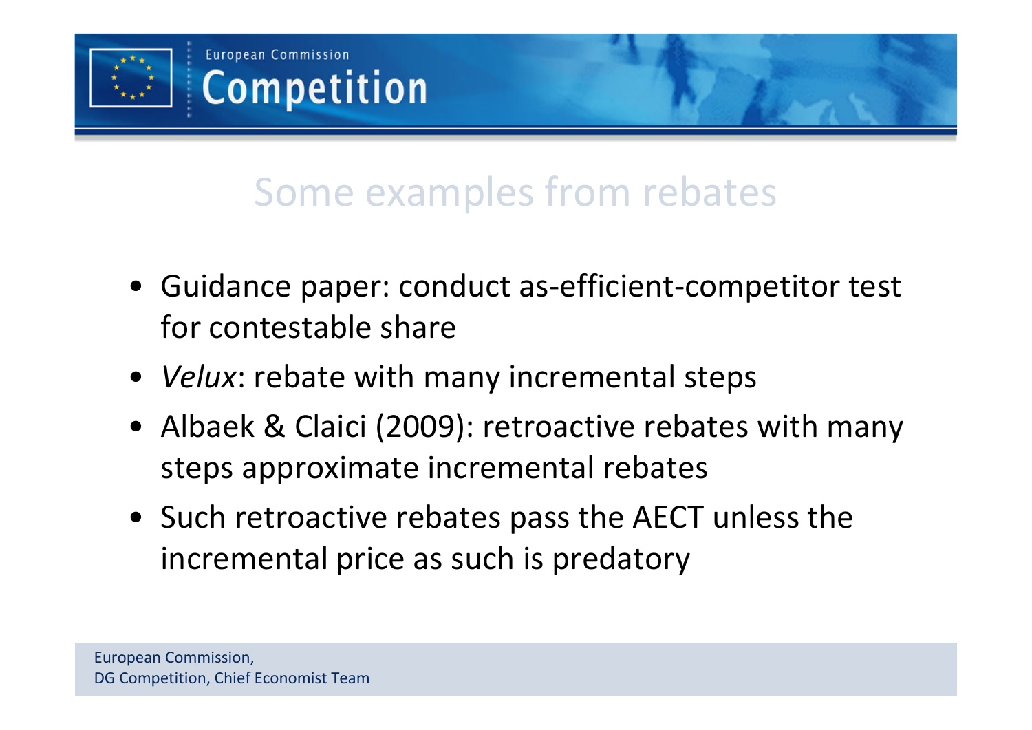## Some examples from rebates

- Guidance paper: conduct as-efficient-competitor test for contestable share
- *Velux*: rebate with many incremental steps
- Albaek & Claici (2009): retroactive rebates with many steps approximate incremental rebates
- Such retroactive rebates pass the AECT unless the incremental price as such is predatory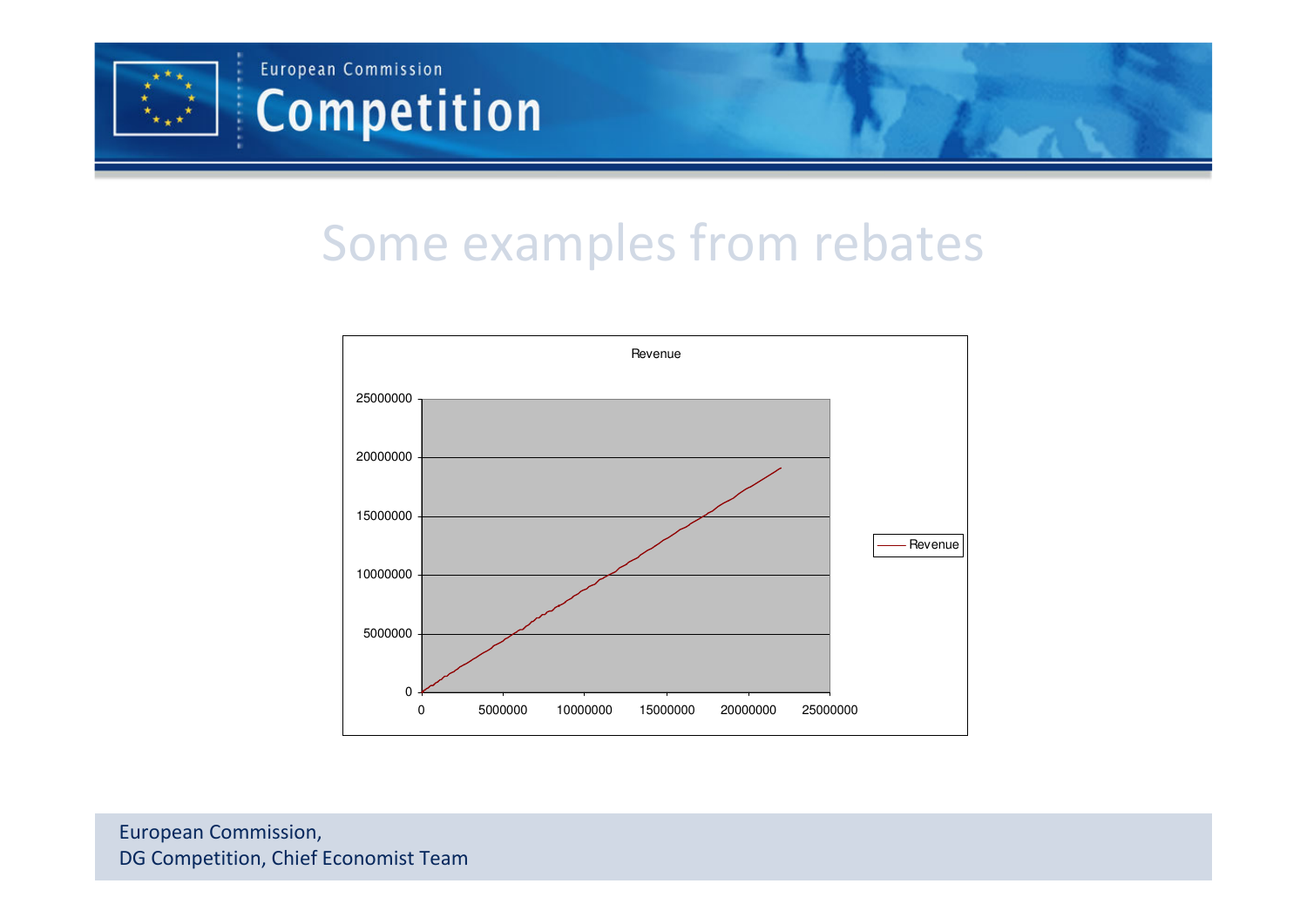# Some examples from rebates

Revenue

| | |
|---|---|
| 25000000 | |
| 20000000 | |
| 15000000 | |
| 10000000 | |
| 5000000 | |
| 0 | |

0 5000000 10000000 15000000 20000000 25000000

Revenue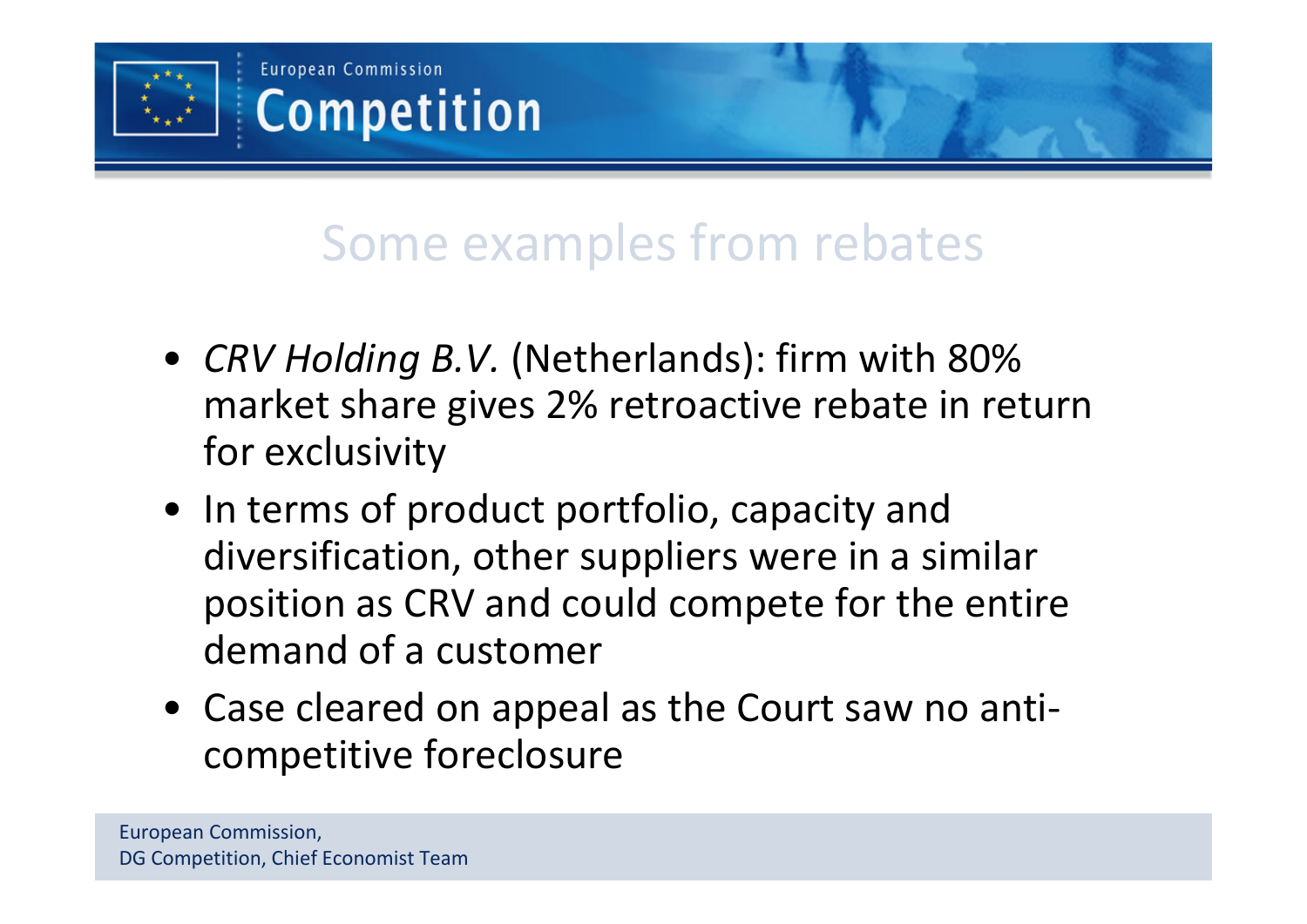## Some examples from rebates

- *CRV Holding B.V.* (Netherlands): firm with 80% market share gives 2% retroactive rebate in return for exclusivity
- In terms of product portfolio, capacity and diversification, other suppliers were in a similar position as CRV and could compete for the entire demand of a customer
- Case cleared on appeal as the Court saw no anti-competitive foreclosure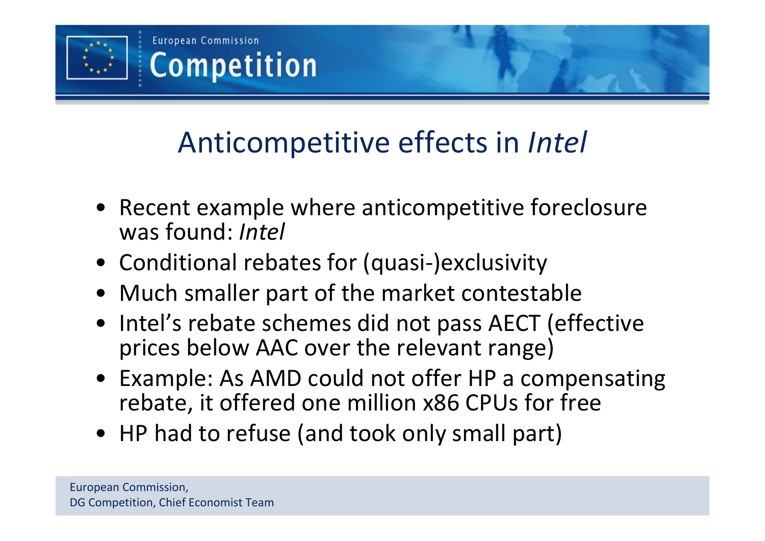# Anticompetitive effects in *Intel*

- Recent example where anticompetitive foreclosure was found: *Intel*
- Conditional rebates for (quasi-)exclusivity
- Much smaller part of the market contestable
- Intel's rebate schemes did not pass AECT (effective prices below AAC over the relevant range)
- Example: As AMD could not offer HP a compensating rebate, it offered one million x86 CPUs for free
- HP had to refuse (and took only small part)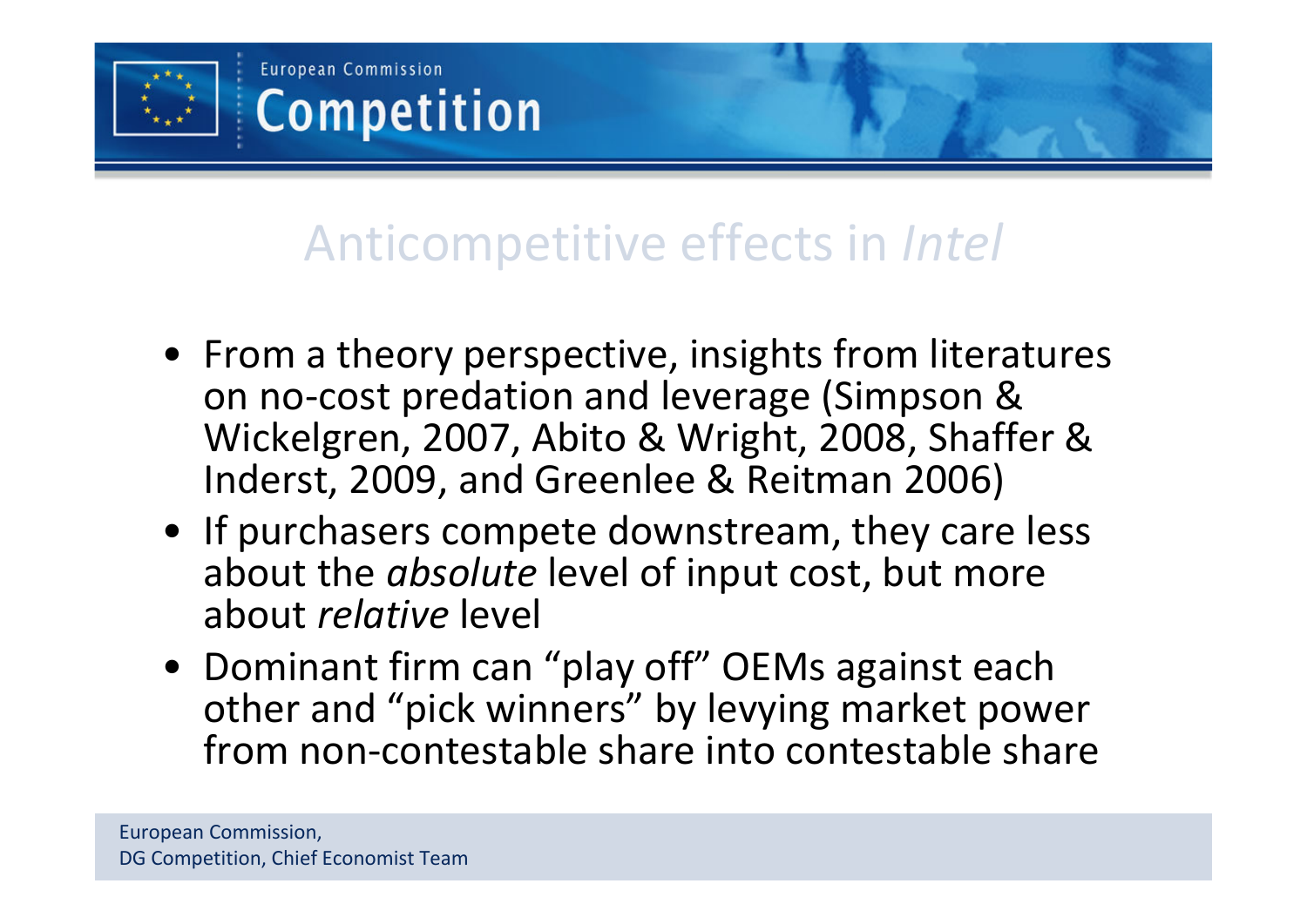# Anticompetitive effects in *Intel*

- From a theory perspective, insights from literatures on no-cost predation and leverage (Simpson & Wickelgren, 2007, Abito & Wright, 2008, Shaffer & Inderst, 2009, and Greenlee & Reitman 2006)
- If purchasers compete downstream, they care less about the *absolute* level of input cost, but more about *relative* level
- Dominant firm can "play off" OEMs against each other and "pick winners" by levying market power from non-contestable share into contestable share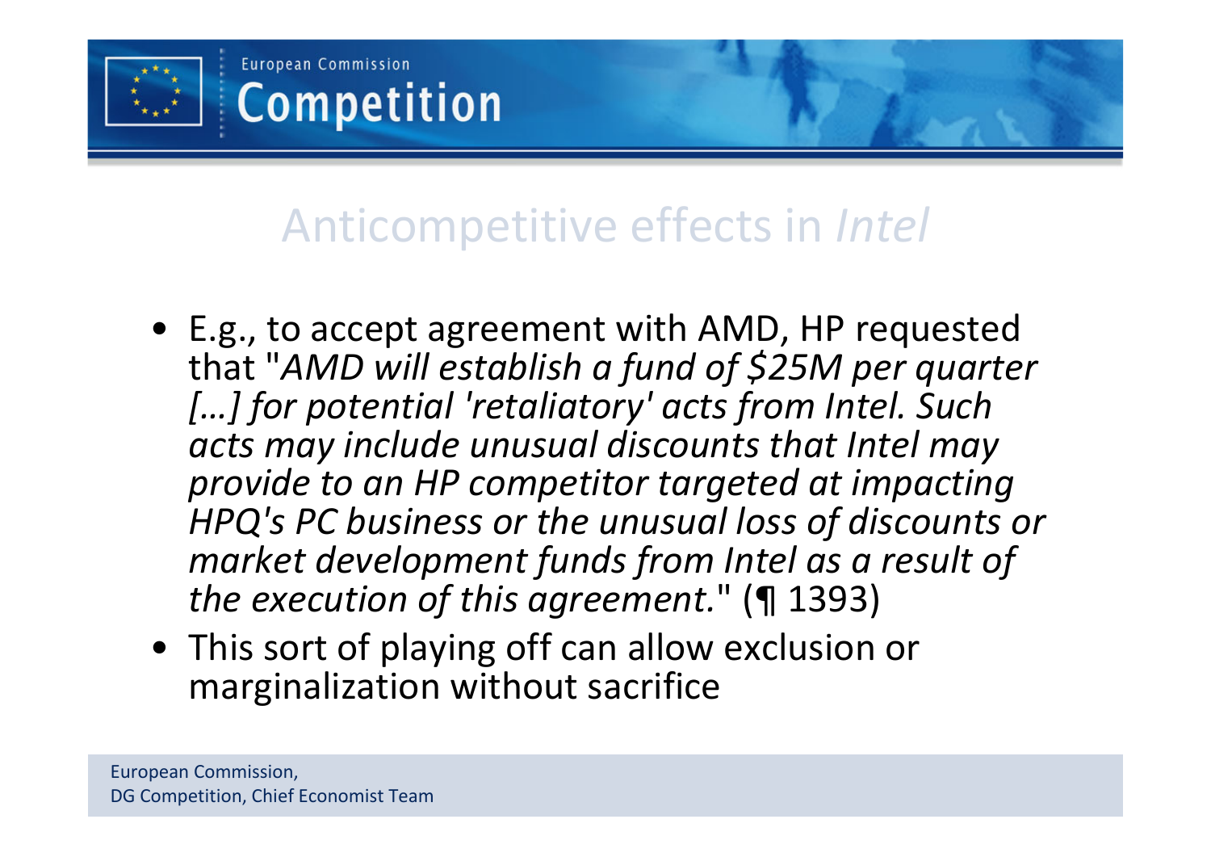# Anticompetitive effects in *Intel*

- E.g., to accept agreement with AMD, HP requested that "*AMD will establish a fund of $25M per quarter […] for potential 'retaliatory' acts from Intel. Such acts may include unusual discounts that Intel may provide to an HP competitor targeted at impacting HPQ's PC business or the unusual loss of discounts or market development funds from Intel as a result of the execution of this agreement.*" (¶ 1393)
- This sort of playing off can allow exclusion or marginalization without sacrifice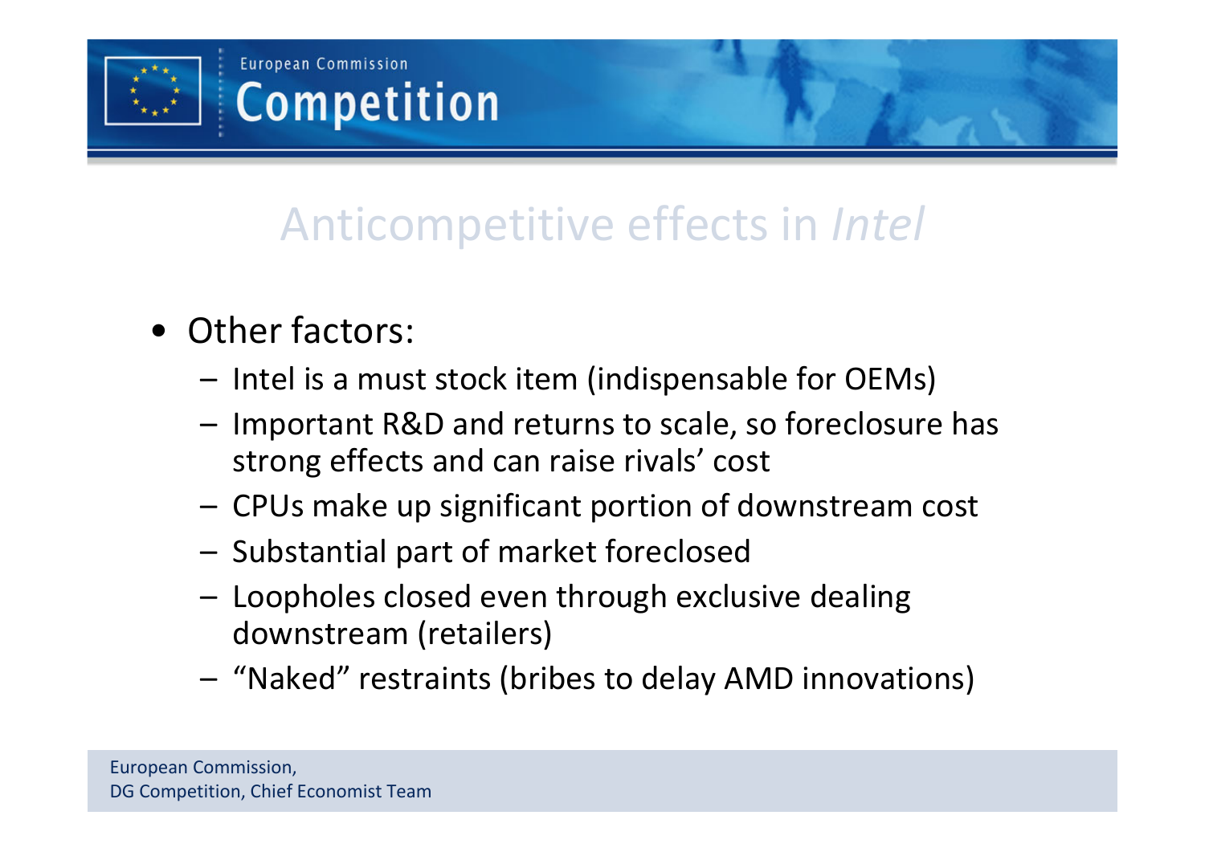# Anticompetitive effects in *Intel*

- Other factors:
  - Intel is a must stock item (indispensable for OEMs)
  - Important R&D and returns to scale, so foreclosure has strong effects and can raise rivals' cost
  - CPUs make up significant portion of downstream cost
  - Substantial part of market foreclosed
  - Loopholes closed even through exclusive dealing downstream (retailers)
  - "Naked" restraints (bribes to delay AMD innovations)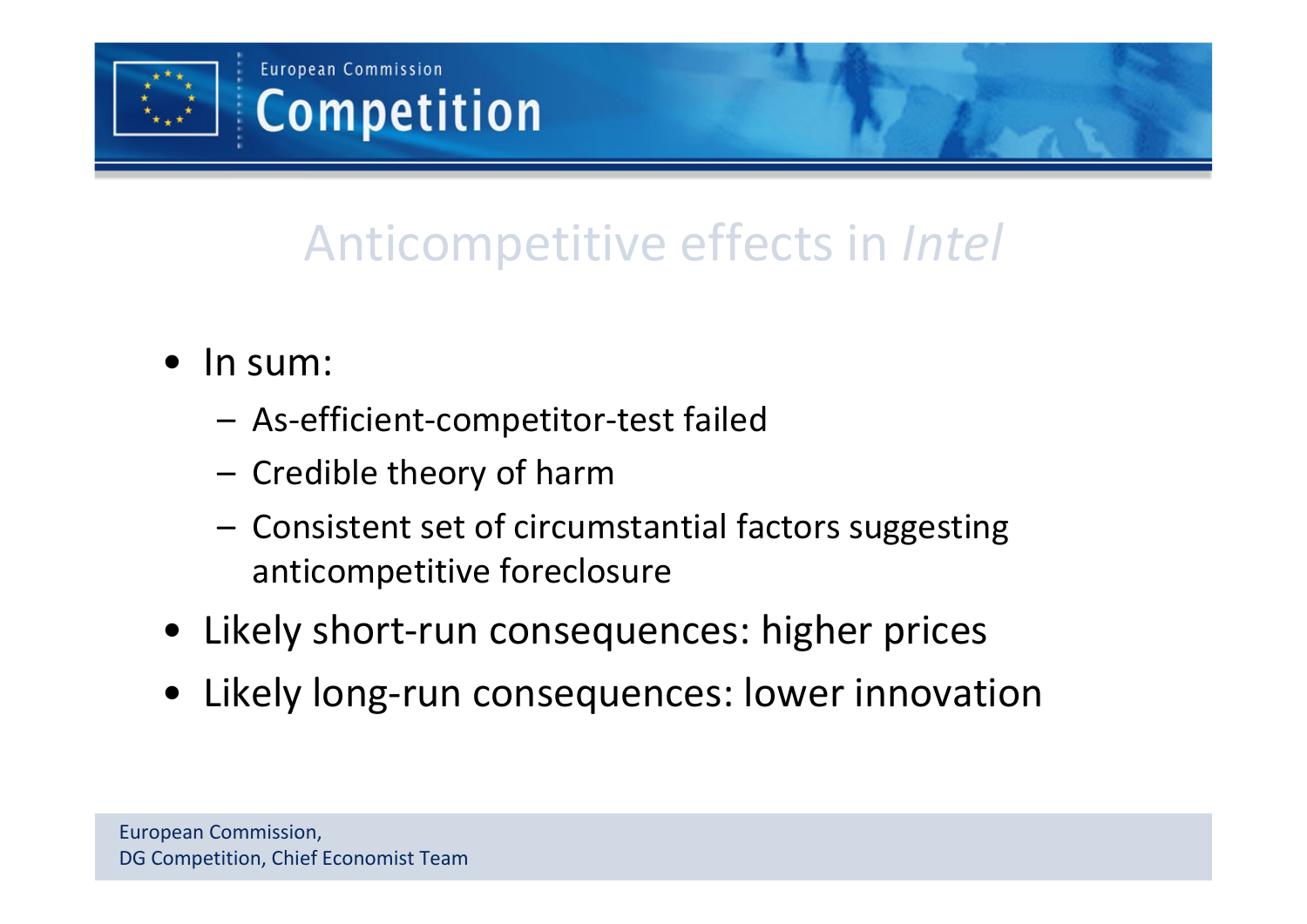# Anticompetitive effects in *Intel*

- In sum:
  - As-efficient-competitor-test failed
  - Credible theory of harm
  - Consistent set of circumstantial factors suggesting anticompetitive foreclosure
- Likely short-run consequences: higher prices
- Likely long-run consequences: lower innovation